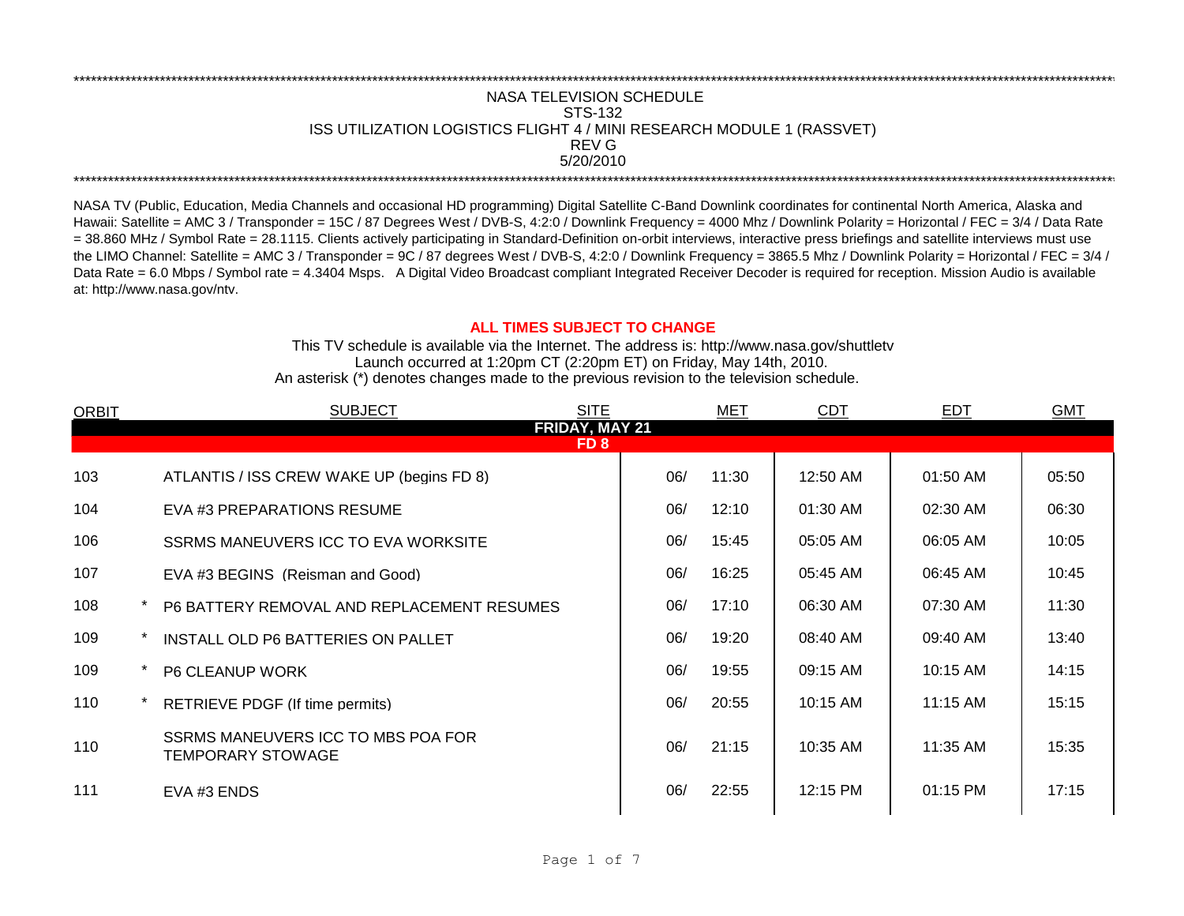NASA TELEVISION SCHEDULE
STS-132
ISS UTILIZATION LOGISTICS FLIGHT 4 / MINI RESEARCH MODULE 1 (RASSVET)
REV G
5/20/2010

NASA TV (Public, Education, Media Channels and occasional HD programming) Digital Satellite C-Band Downlink coordinates for continental North America, Alaska and Hawaii: Satellite = AMC 3 / Transponder = 15C / 87 Degrees West / DVB-S, 4:2:0 / Downlink Frequency = 4000 Mhz / Downlink Polarity = Horizontal / FEC = 3/4 / Data Rate = 38.860 MHz / Symbol Rate = 28.1115. Clients actively participating in Standard-Definition on-orbit interviews, interactive press briefings and satellite interviews must use the LIMO Channel: Satellite = AMC 3 / Transponder = 9C / 87 degrees West / DVB-S, 4:2:0 / Downlink Frequency = 3865.5 Mhz / Downlink Polarity = Horizontal / FEC = 3/4 / Data Rate = 6.0 Mbps / Symbol rate = 4.3404 Msps. A Digital Video Broadcast compliant Integrated Receiver Decoder is required for reception. Mission Audio is available at: http://www.nasa.gov/ntv.

**ALL TIMES SUBJECT TO CHANGE**

This TV schedule is available via the Internet. The address is: http://www.nasa.gov/shuttletv
Launch occurred at 1:20pm CT (2:20pm ET) on Friday, May 14th, 2010.
An asterisk (*) denotes changes made to the previous revision to the television schedule.

| ORBIT | | SUBJECT | SITE | MET | | CDT | EDT | GMT |
|---|---|---|---|---|---|---|---|---|
| **FRIDAY, MAY 21** | | | | | | | | |
| **FD 8** | | | | | | | | |
| 103 | | ATLANTIS / ISS CREW WAKE UP (begins FD 8) | | 06/ | 11:30 | 12:50 AM | 01:50 AM | 05:50 |
| 104 | | EVA #3 PREPARATIONS RESUME | | 06/ | 12:10 | 01:30 AM | 02:30 AM | 06:30 |
| 106 | | SSRMS MANEUVERS ICC TO EVA WORKSITE | | 06/ | 15:45 | 05:05 AM | 06:05 AM | 10:05 |
| 107 | | EVA #3 BEGINS (Reisman and Good) | | 06/ | 16:25 | 05:45 AM | 06:45 AM | 10:45 |
| 108 | * | P6 BATTERY REMOVAL AND REPLACEMENT RESUMES | | 06/ | 17:10 | 06:30 AM | 07:30 AM | 11:30 |
| 109 | * | INSTALL OLD P6 BATTERIES ON PALLET | | 06/ | 19:20 | 08:40 AM | 09:40 AM | 13:40 |
| 109 | * | P6 CLEANUP WORK | | 06/ | 19:55 | 09:15 AM | 10:15 AM | 14:15 |
| 110 | * | RETRIEVE PDGF (If time permits) | | 06/ | 20:55 | 10:15 AM | 11:15 AM | 15:15 |
| 110 | | SSRMS MANEUVERS ICC TO MBS POA FOR TEMPORARY STOWAGE | | 06/ | 21:15 | 10:35 AM | 11:35 AM | 15:35 |
| 111 | | EVA #3 ENDS | | 06/ | 22:55 | 12:15 PM | 01:15 PM | 17:15 |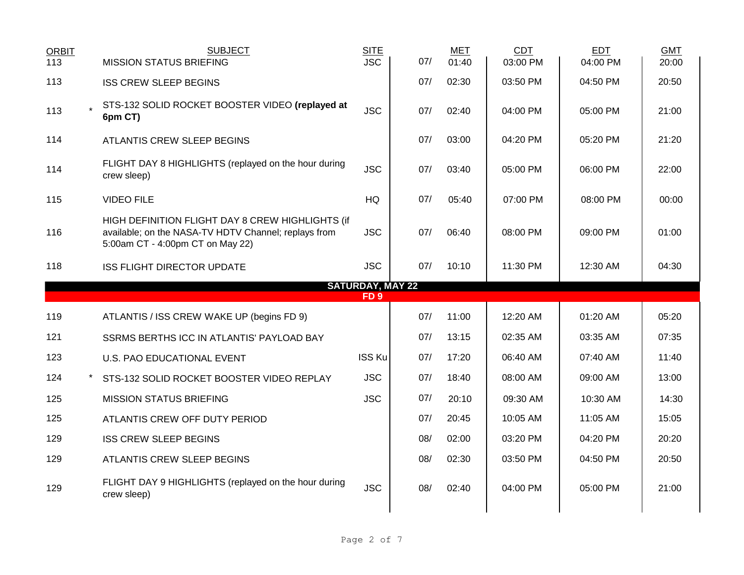| ORBIT | | SUBJECT | SITE | | MET | CDT | EDT | GMT |
|---|---|---|---|---|---|---|---|---|
| 113 | | MISSION STATUS BRIEFING | JSC | 07/ | 01:40 | 03:00 PM | 04:00 PM | 20:00 |
| 113 | | ISS CREW SLEEP BEGINS | | 07/ | 02:30 | 03:50 PM | 04:50 PM | 20:50 |
| 113 | * | STS-132 SOLID ROCKET BOOSTER VIDEO **(replayed at 6pm CT)** | JSC | 07/ | 02:40 | 04:00 PM | 05:00 PM | 21:00 |
| 114 | | ATLANTIS CREW SLEEP BEGINS | | 07/ | 03:00 | 04:20 PM | 05:20 PM | 21:20 |
| 114 | | FLIGHT DAY 8 HIGHLIGHTS (replayed on the hour during crew sleep) | JSC | 07/ | 03:40 | 05:00 PM | 06:00 PM | 22:00 |
| 115 | | VIDEO FILE | HQ | 07/ | 05:40 | 07:00 PM | 08:00 PM | 00:00 |
| 116 | | HIGH DEFINITION FLIGHT DAY 8 CREW HIGHLIGHTS (if available; on the NASA-TV HDTV Channel; replays from 5:00am CT - 4:00pm CT on May 22) | JSC | 07/ | 06:40 | 08:00 PM | 09:00 PM | 01:00 |
| 118 | | ISS FLIGHT DIRECTOR UPDATE | JSC | 07/ | 10:10 | 11:30 PM | 12:30 AM | 04:30 |
| | | **SATURDAY, MAY 22** | | | | | | |
| | | **FD 9** | | | | | | |
| 119 | | ATLANTIS / ISS CREW WAKE UP (begins FD 9) | | 07/ | 11:00 | 12:20 AM | 01:20 AM | 05:20 |
| 121 | | SSRMS BERTHS ICC IN ATLANTIS' PAYLOAD BAY | | 07/ | 13:15 | 02:35 AM | 03:35 AM | 07:35 |
| 123 | | U.S. PAO EDUCATIONAL EVENT | ISS Ku | 07/ | 17:20 | 06:40 AM | 07:40 AM | 11:40 |
| 124 | * | STS-132 SOLID ROCKET BOOSTER VIDEO REPLAY | JSC | 07/ | 18:40 | 08:00 AM | 09:00 AM | 13:00 |
| 125 | | MISSION STATUS BRIEFING | JSC | 07/ | 20:10 | 09:30 AM | 10:30 AM | 14:30 |
| 125 | | ATLANTIS CREW OFF DUTY PERIOD | | 07/ | 20:45 | 10:05 AM | 11:05 AM | 15:05 |
| 129 | | ISS CREW SLEEP BEGINS | | 08/ | 02:00 | 03:20 PM | 04:20 PM | 20:20 |
| 129 | | ATLANTIS CREW SLEEP BEGINS | | 08/ | 02:30 | 03:50 PM | 04:50 PM | 20:50 |
| 129 | | FLIGHT DAY 9 HIGHLIGHTS (replayed on the hour during crew sleep) | JSC | 08/ | 02:40 | 04:00 PM | 05:00 PM | 21:00 |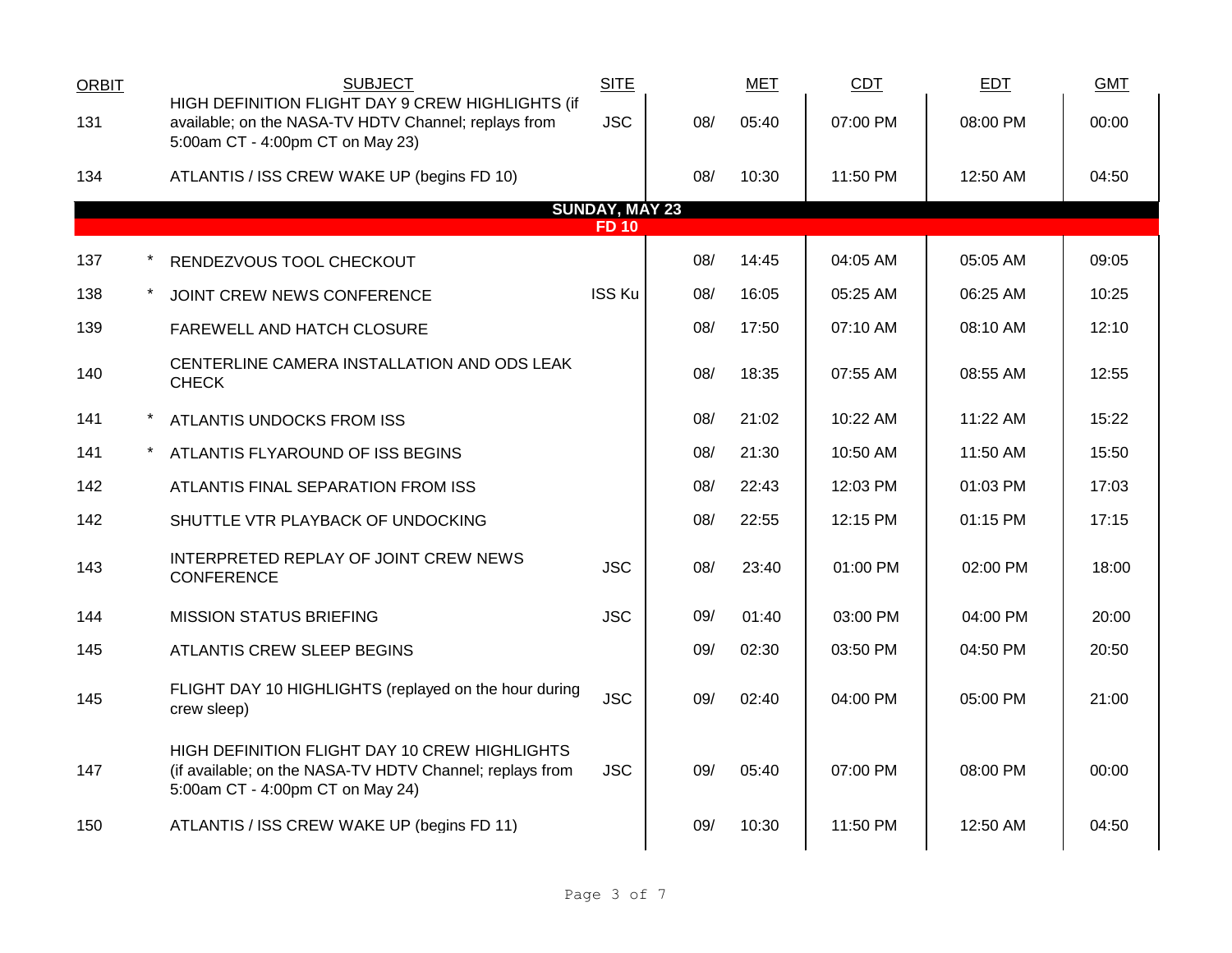| ORBIT | | SUBJECT | SITE | | MET | CDT | EDT | GMT |
|---|---|---|---|---|---|---|---|---|
| 131 | | HIGH DEFINITION FLIGHT DAY 9 CREW HIGHLIGHTS (if available; on the NASA-TV HDTV Channel; replays from 5:00am CT - 4:00pm CT on May 23) | JSC | 08/ | 05:40 | 07:00 PM | 08:00 PM | 00:00 |
| 134 | | ATLANTIS / ISS CREW WAKE UP (begins FD 10) | | 08/ | 10:30 | 11:50 PM | 12:50 AM | 04:50 |
| | | **SUNDAY, MAY 23** | | | | | | |
| | | **FD 10** | | | | | | |
| 137 | * | RENDEZVOUS TOOL CHECKOUT | | 08/ | 14:45 | 04:05 AM | 05:05 AM | 09:05 |
| 138 | * | JOINT CREW NEWS CONFERENCE | ISS Ku | 08/ | 16:05 | 05:25 AM | 06:25 AM | 10:25 |
| 139 | | FAREWELL AND HATCH CLOSURE | | 08/ | 17:50 | 07:10 AM | 08:10 AM | 12:10 |
| 140 | | CENTERLINE CAMERA INSTALLATION AND ODS LEAK CHECK | | 08/ | 18:35 | 07:55 AM | 08:55 AM | 12:55 |
| 141 | * | ATLANTIS UNDOCKS FROM ISS | | 08/ | 21:02 | 10:22 AM | 11:22 AM | 15:22 |
| 141 | * | ATLANTIS FLYAROUND OF ISS BEGINS | | 08/ | 21:30 | 10:50 AM | 11:50 AM | 15:50 |
| 142 | | ATLANTIS FINAL SEPARATION FROM ISS | | 08/ | 22:43 | 12:03 PM | 01:03 PM | 17:03 |
| 142 | | SHUTTLE VTR PLAYBACK OF UNDOCKING | | 08/ | 22:55 | 12:15 PM | 01:15 PM | 17:15 |
| 143 | | INTERPRETED REPLAY OF JOINT CREW NEWS CONFERENCE | JSC | 08/ | 23:40 | 01:00 PM | 02:00 PM | 18:00 |
| 144 | | MISSION STATUS BRIEFING | JSC | 09/ | 01:40 | 03:00 PM | 04:00 PM | 20:00 |
| 145 | | ATLANTIS CREW SLEEP BEGINS | | 09/ | 02:30 | 03:50 PM | 04:50 PM | 20:50 |
| 145 | | FLIGHT DAY 10 HIGHLIGHTS (replayed on the hour during crew sleep) | JSC | 09/ | 02:40 | 04:00 PM | 05:00 PM | 21:00 |
| 147 | | HIGH DEFINITION FLIGHT DAY 10 CREW HIGHLIGHTS (if available; on the NASA-TV HDTV Channel; replays from 5:00am CT - 4:00pm CT on May 24) | JSC | 09/ | 05:40 | 07:00 PM | 08:00 PM | 00:00 |
| 150 | | ATLANTIS / ISS CREW WAKE UP (begins FD 11) | | 09/ | 10:30 | 11:50 PM | 12:50 AM | 04:50 |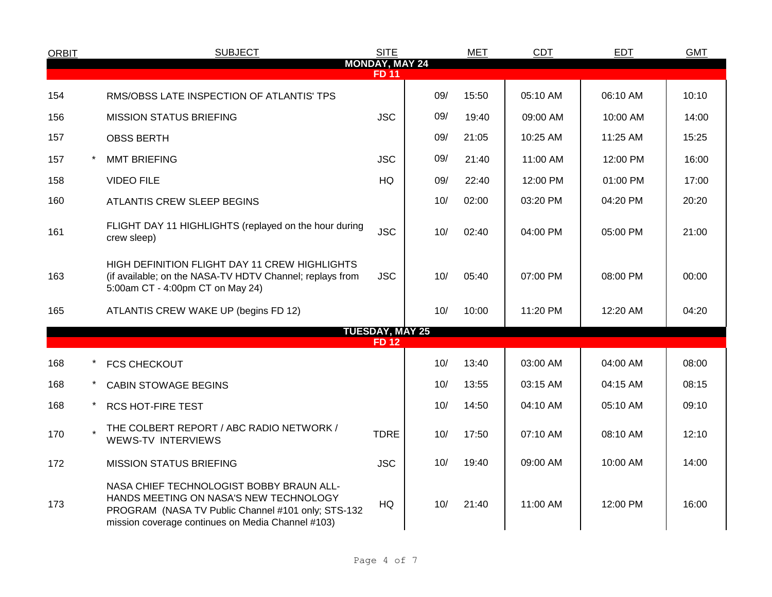| ORBIT | | SUBJECT | SITE | MET | | CDT | EDT | GMT |
|---|---|---|---|---|---|---|---|---|
| **MONDAY, MAY 24** | | | | | | | | |
| **FD 11** | | | | | | | | |
| 154 | | RMS/OBSS LATE INSPECTION OF ATLANTIS' TPS | | 09/ | 15:50 | 05:10 AM | 06:10 AM | 10:10 |
| 156 | | MISSION STATUS BRIEFING | JSC | 09/ | 19:40 | 09:00 AM | 10:00 AM | 14:00 |
| 157 | | OBSS BERTH | | 09/ | 21:05 | 10:25 AM | 11:25 AM | 15:25 |
| 157 | * | MMT BRIEFING | JSC | 09/ | 21:40 | 11:00 AM | 12:00 PM | 16:00 |
| 158 | | VIDEO FILE | HQ | 09/ | 22:40 | 12:00 PM | 01:00 PM | 17:00 |
| 160 | | ATLANTIS CREW SLEEP BEGINS | | 10/ | 02:00 | 03:20 PM | 04:20 PM | 20:20 |
| 161 | | FLIGHT DAY 11 HIGHLIGHTS (replayed on the hour during crew sleep) | JSC | 10/ | 02:40 | 04:00 PM | 05:00 PM | 21:00 |
| 163 | | HIGH DEFINITION FLIGHT DAY 11 CREW HIGHLIGHTS (if available; on the NASA-TV HDTV Channel; replays from 5:00am CT - 4:00pm CT on May 24) | JSC | 10/ | 05:40 | 07:00 PM | 08:00 PM | 00:00 |
| 165 | | ATLANTIS CREW WAKE UP (begins FD 12) | | 10/ | 10:00 | 11:20 PM | 12:20 AM | 04:20 |
| **TUESDAY, MAY 25** | | | | | | | | |
| **FD 12** | | | | | | | | |
| 168 | * | FCS CHECKOUT | | 10/ | 13:40 | 03:00 AM | 04:00 AM | 08:00 |
| 168 | * | CABIN STOWAGE BEGINS | | 10/ | 13:55 | 03:15 AM | 04:15 AM | 08:15 |
| 168 | * | RCS HOT-FIRE TEST | | 10/ | 14:50 | 04:10 AM | 05:10 AM | 09:10 |
| 170 | * | THE COLBERT REPORT / ABC RADIO NETWORK / WEWS-TV INTERVIEWS | TDRE | 10/ | 17:50 | 07:10 AM | 08:10 AM | 12:10 |
| 172 | | MISSION STATUS BRIEFING | JSC | 10/ | 19:40 | 09:00 AM | 10:00 AM | 14:00 |
| 173 | | NASA CHIEF TECHNOLOGIST BOBBY BRAUN ALL-HANDS MEETING ON NASA'S NEW TECHNOLOGY PROGRAM (NASA TV Public Channel #101 only; STS-132 mission coverage continues on Media Channel #103) | HQ | 10/ | 21:40 | 11:00 AM | 12:00 PM | 16:00 |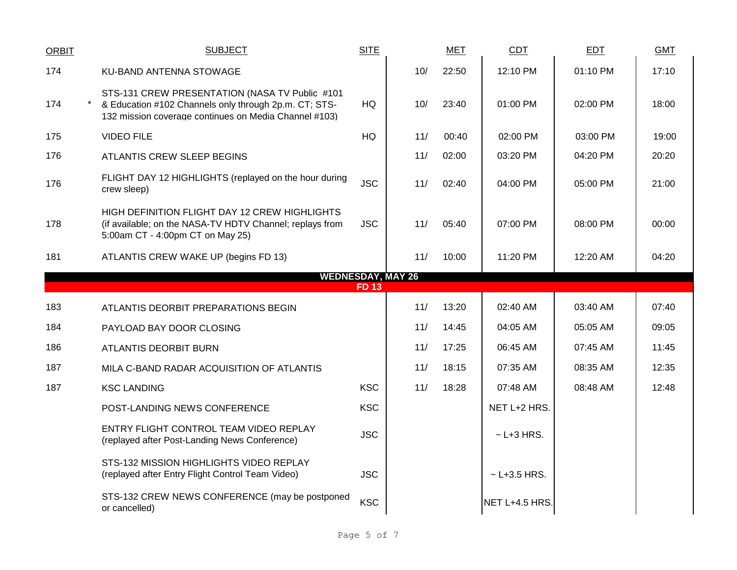| ORBIT | | SUBJECT | SITE | | MET | CDT | EDT | GMT |
|---|---|---|---|---|---|---|---|---|
| 174 | | KU-BAND ANTENNA STOWAGE | | 10/ | 22:50 | 12:10 PM | 01:10 PM | 17:10 |
| 174 | * | STS-131 CREW PRESENTATION (NASA TV Public #101 & Education #102 Channels only through 2p.m. CT; STS-132 mission coverage continues on Media Channel #103) | HQ | 10/ | 23:40 | 01:00 PM | 02:00 PM | 18:00 |
| 175 | | VIDEO FILE | HQ | 11/ | 00:40 | 02:00 PM | 03:00 PM | 19:00 |
| 176 | | ATLANTIS CREW SLEEP BEGINS | | 11/ | 02:00 | 03:20 PM | 04:20 PM | 20:20 |
| 176 | | FLIGHT DAY 12 HIGHLIGHTS (replayed on the hour during crew sleep) | JSC | 11/ | 02:40 | 04:00 PM | 05:00 PM | 21:00 |
| 178 | | HIGH DEFINITION FLIGHT DAY 12 CREW HIGHLIGHTS (if available; on the NASA-TV HDTV Channel; replays from 5:00am CT - 4:00pm CT on May 25) | JSC | 11/ | 05:40 | 07:00 PM | 08:00 PM | 00:00 |
| 181 | | ATLANTIS CREW WAKE UP (begins FD 13) | | 11/ | 10:00 | 11:20 PM | 12:20 AM | 04:20 |
| | | **WEDNESDAY, MAY 26** | | | | | | |
| | | **FD 13** | | | | | | |
| 183 | | ATLANTIS DEORBIT PREPARATIONS BEGIN | | 11/ | 13:20 | 02:40 AM | 03:40 AM | 07:40 |
| 184 | | PAYLOAD BAY DOOR CLOSING | | 11/ | 14:45 | 04:05 AM | 05:05 AM | 09:05 |
| 186 | | ATLANTIS DEORBIT BURN | | 11/ | 17:25 | 06:45 AM | 07:45 AM | 11:45 |
| 187 | | MILA C-BAND RADAR ACQUISITION OF ATLANTIS | | 11/ | 18:15 | 07:35 AM | 08:35 AM | 12:35 |
| 187 | | KSC LANDING | KSC | 11/ | 18:28 | 07:48 AM | 08:48 AM | 12:48 |
| | | POST-LANDING NEWS CONFERENCE | KSC | | | NET L+2 HRS. | | |
| | | ENTRY FLIGHT CONTROL TEAM VIDEO REPLAY (replayed after Post-Landing News Conference) | JSC | | | ~ L+3 HRS. | | |
| | | STS-132 MISSION HIGHLIGHTS VIDEO REPLAY (replayed after Entry Flight Control Team Video) | JSC | | | ~ L+3.5 HRS. | | |
| | | STS-132 CREW NEWS CONFERENCE (may be postponed or cancelled) | KSC | | | NET L+4.5 HRS. | | |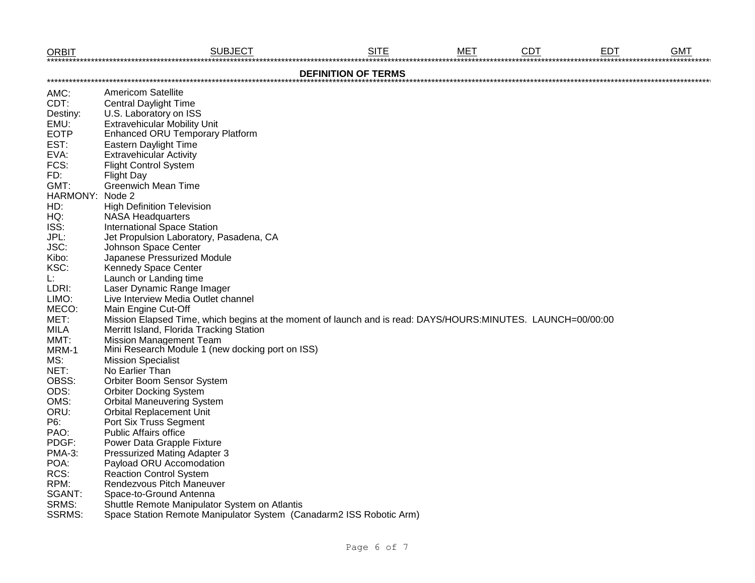| ORBIT | SUBJECT | SITE | MET | CDT | EDT | GMT |
|---|---|---|---|---|---|---|

## DEFINITION OF TERMS

AMC: Americom Satellite
CDT: Central Daylight Time
Destiny: U.S. Laboratory on ISS
EMU: Extravehicular Mobility Unit
EOTP Enhanced ORU Temporary Platform
EST: Eastern Daylight Time
EVA: Extravehicular Activity
FCS: Flight Control System
FD: Flight Day
GMT: Greenwich Mean Time
HARMONY: Node 2
HD: High Definition Television
HQ: NASA Headquarters
ISS: International Space Station
JPL: Jet Propulsion Laboratory, Pasadena, CA
JSC: Johnson Space Center
Kibo: Japanese Pressurized Module
KSC: Kennedy Space Center
L: Launch or Landing time
LDRI: Laser Dynamic Range Imager
LIMO: Live Interview Media Outlet channel
MECO: Main Engine Cut-Off
MET: Mission Elapsed Time, which begins at the moment of launch and is read: DAYS/HOURS:MINUTES. LAUNCH=00/00:00
MILA Merritt Island, Florida Tracking Station
MMT: Mission Management Team
MRM-1 Mini Research Module 1 (new docking port on ISS)
MS: Mission Specialist
NET: No Earlier Than
OBSS: Orbiter Boom Sensor System
ODS: Orbiter Docking System
OMS: Orbital Maneuvering System
ORU: Orbital Replacement Unit
P6: Port Six Truss Segment
PAO: Public Affairs office
PDGF: Power Data Grapple Fixture
PMA-3: Pressurized Mating Adapter 3
POA: Payload ORU Accomodation
RCS: Reaction Control System
RPM: Rendezvous Pitch Maneuver
SGANT: Space-to-Ground Antenna
SRMS: Shuttle Remote Manipulator System on Atlantis
SSRMS: Space Station Remote Manipulator System (Canadarm2 ISS Robotic Arm)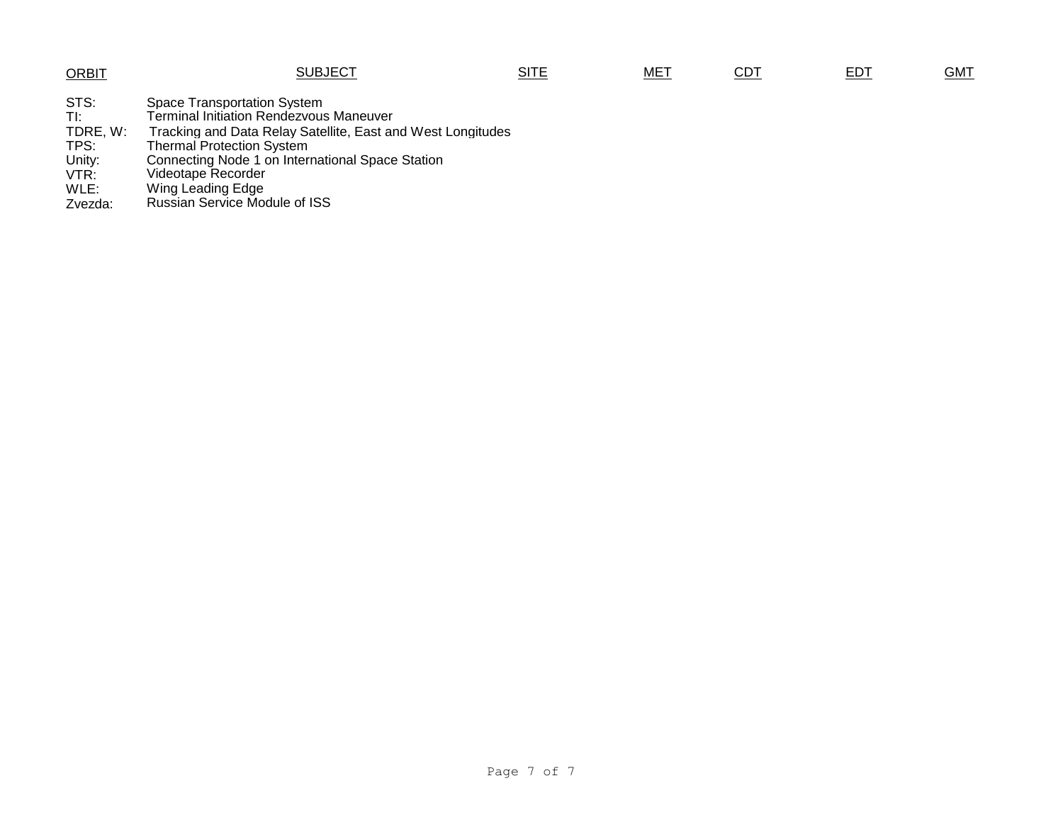| ORBIT | SUBJECT | SITE | MET | CDT | EDT | GMT |
| --- | --- | --- | --- | --- | --- | --- |

STS: Space Transportation System
TI: Terminal Initiation Rendezvous Maneuver
TDRE, W: Tracking and Data Relay Satellite, East and West Longitudes
TPS: Thermal Protection System
Unity: Connecting Node 1 on International Space Station
VTR: Videotape Recorder
WLE: Wing Leading Edge
Zvezda: Russian Service Module of ISS